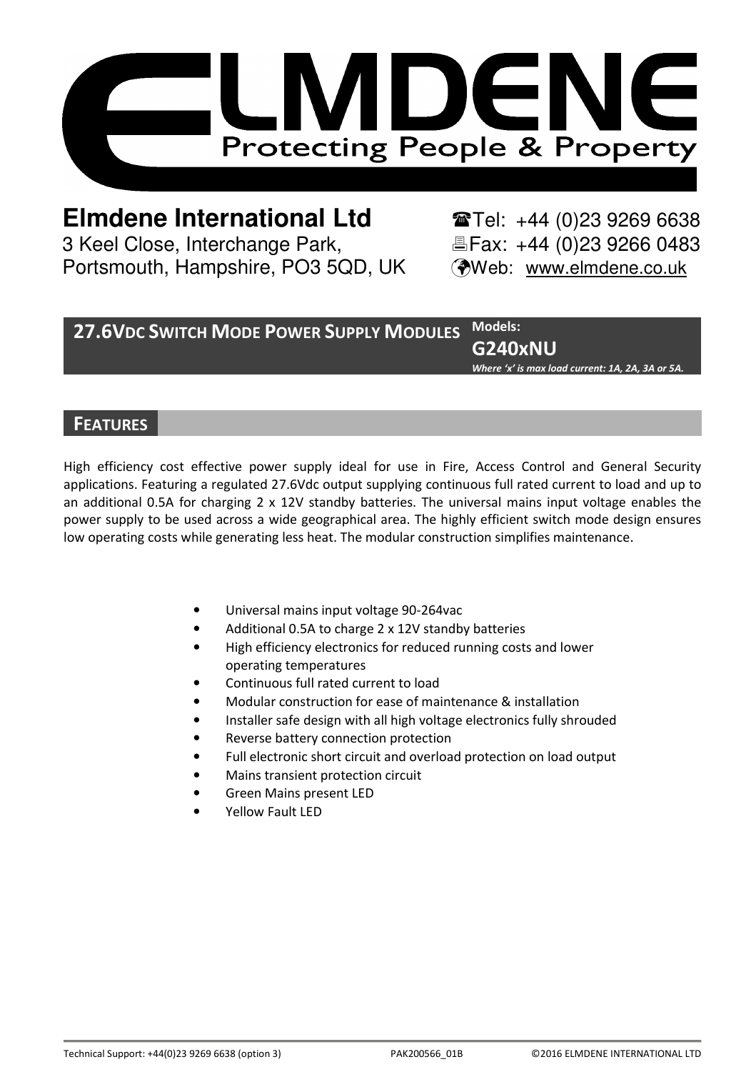# ELMDENE

Protecting People & Property

**Elmdene International Ltd**
3 Keel Close, Interchange Park,
Portsmouth, Hampshire, PO3 5QD, UK

☎Tel: +44 (0)23 9269 6638
🖷Fax: +44 (0)23 9266 0483
Web: www.elmdene.co.uk

## 27.6VDC SWITCH MODE POWER SUPPLY MODULES

Models:
**G240xNU**
*Where 'x' is max load current: 1A, 2A, 3A or 5A.*

## FEATURES

High efficiency cost effective power supply ideal for use in Fire, Access Control and General Security applications. Featuring a regulated 27.6Vdc output supplying continuous full rated current to load and up to an additional 0.5A for charging 2 x 12V standby batteries. The universal mains input voltage enables the power supply to be used across a wide geographical area. The highly efficient switch mode design ensures low operating costs while generating less heat. The modular construction simplifies maintenance.

- Universal mains input voltage 90-264vac
- Additional 0.5A to charge 2 x 12V standby batteries
- High efficiency electronics for reduced running costs and lower operating temperatures
- Continuous full rated current to load
- Modular construction for ease of maintenance & installation
- Installer safe design with all high voltage electronics fully shrouded
- Reverse battery connection protection
- Full electronic short circuit and overload protection on load output
- Mains transient protection circuit
- Green Mains present LED
- Yellow Fault LED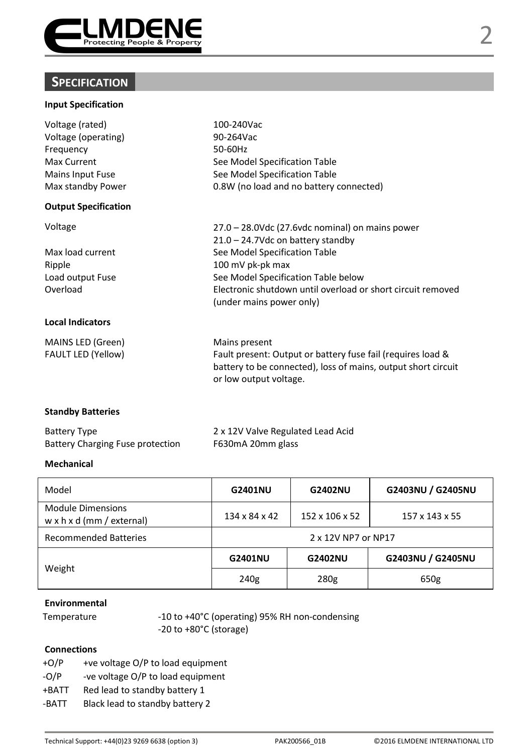## SPECIFICATION

**Input Specification**

| | |
|---|---|
| Voltage (rated) | 100-240Vac |
| Voltage (operating) | 90-264Vac |
| Frequency | 50-60Hz |
| Max Current | See Model Specification Table |
| Mains Input Fuse | See Model Specification Table |
| Max standby Power | 0.8W (no load and no battery connected) |

**Output Specification**

| | |
|---|---|
| Voltage | 27.0 – 28.0Vdc (27.6vdc nominal) on mains power<br>21.0 – 24.7Vdc on battery standby |
| Max load current | See Model Specification Table |
| Ripple | 100 mV pk-pk max |
| Load output Fuse | See Model Specification Table below |
| Overload | Electronic shutdown until overload or short circuit removed (under mains power only) |

**Local Indicators**

| | |
|---|---|
| MAINS LED (Green) | Mains present |
| FAULT LED (Yellow) | Fault present: Output or battery fuse fail (requires load & battery to be connected), loss of mains, output short circuit or low output voltage. |

**Standby Batteries**

| | |
|---|---|
| Battery Type | 2 x 12V Valve Regulated Lead Acid |
| Battery Charging Fuse protection | F630mA 20mm glass |

**Mechanical**

| Model | **G2401NU** | **G2402NU** | **G2403NU / G2405NU** |
|---|---|---|---|
| Module Dimensions<br>w x h x d (mm / external) | 134 x 84 x 42 | 152 x 106 x 52 | 157 x 143 x 55 |
| Recommended Batteries | 2 x 12V NP7 or NP17 | | |
| Weight | **G2401NU** | **G2402NU** | **G2403NU / G2405NU** |
| | 240g | 280g | 650g |

**Environmental**

Temperature -10 to +40°C (operating) 95% RH non-condensing
-20 to +80°C (storage)

**Connections**

| | |
|---|---|
| +O/P | +ve voltage O/P to load equipment |
| -O/P | -ve voltage O/P to load equipment |
| +BATT | Red lead to standby battery 1 |
| -BATT | Black lead to standby battery 2 |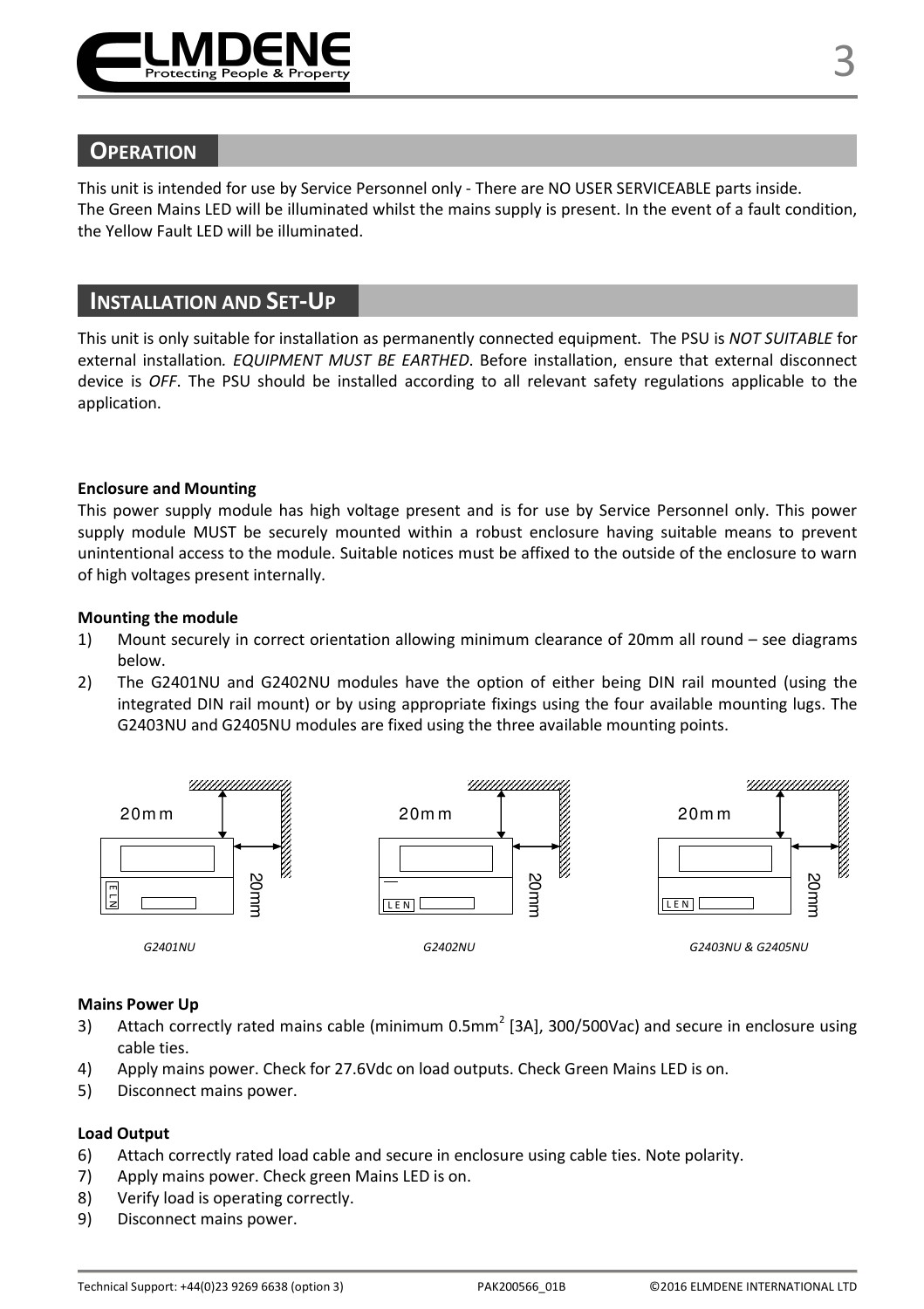## OPERATION

This unit is intended for use by Service Personnel only - There are NO USER SERVICEABLE parts inside.
The Green Mains LED will be illuminated whilst the mains supply is present. In the event of a fault condition, the Yellow Fault LED will be illuminated.

## INSTALLATION AND SET-UP

This unit is only suitable for installation as permanently connected equipment. The PSU is *NOT SUITABLE* for external installation. *EQUIPMENT MUST BE EARTHED*. Before installation, ensure that external disconnect device is *OFF*. The PSU should be installed according to all relevant safety regulations applicable to the application.

**Enclosure and Mounting**

This power supply module has high voltage present and is for use by Service Personnel only. This power supply module MUST be securely mounted within a robust enclosure having suitable means to prevent unintentional access to the module. Suitable notices must be affixed to the outside of the enclosure to warn of high voltages present internally.

**Mounting the module**

1) Mount securely in correct orientation allowing minimum clearance of 20mm all round – see diagrams below.
2) The G2401NU and G2402NU modules have the option of either being DIN rail mounted (using the integrated DIN rail mount) or by using appropriate fixings using the four available mounting lugs. The G2403NU and G2405NU modules are fixed using the three available mounting points.

20mm 20mm

*G2401NU*

20mm 20mm

*G2402NU*

20mm 20mm

*G2403NU & G2405NU*

**Mains Power Up**

3) Attach correctly rated mains cable (minimum 0.5mm$^2$ [3A], 300/500Vac) and secure in enclosure using cable ties.
4) Apply mains power. Check for 27.6Vdc on load outputs. Check Green Mains LED is on.
5) Disconnect mains power.

**Load Output**

6) Attach correctly rated load cable and secure in enclosure using cable ties. Note polarity.
7) Apply mains power. Check green Mains LED is on.
8) Verify load is operating correctly.
9) Disconnect mains power.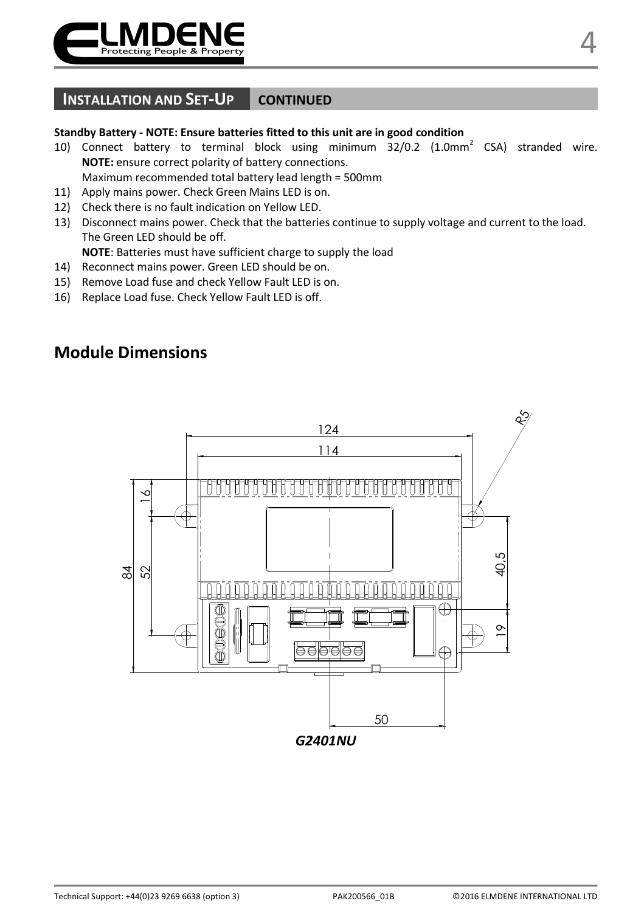## Installation and Set-Up CONTINUED

**Standby Battery - NOTE: Ensure batteries fitted to this unit are in good condition**

10) Connect battery to terminal block using minimum 32/0.2 (1.0mm$^2$ CSA) stranded wire. **NOTE:** ensure correct polarity of battery connections.
    Maximum recommended total battery lead length = 500mm
11) Apply mains power. Check Green Mains LED is on.
12) Check there is no fault indication on Yellow LED.
13) Disconnect mains power. Check that the batteries continue to supply voltage and current to the load. The Green LED should be off.
    **NOTE**: Batteries must have sufficient charge to supply the load
14) Reconnect mains power. Green LED should be on.
15) Remove Load fuse and check Yellow Fault LED is on.
16) Replace Load fuse. Check Yellow Fault LED is off.

## Module Dimensions

124

114

R5

16

84

52

40,5

19

50

***G2401NU***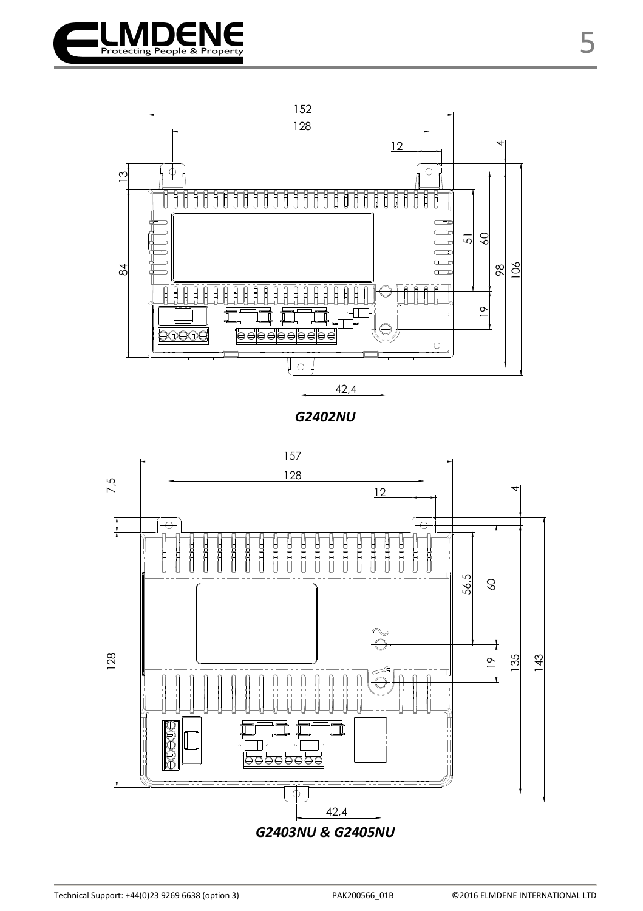152

128

12

4

13

84

51

60

98

106

19

42,4

*G2402NU*

157

128

12

4

7,5

128

56,5

60

19

135

143

42,4

*G2403NU & G2405NU*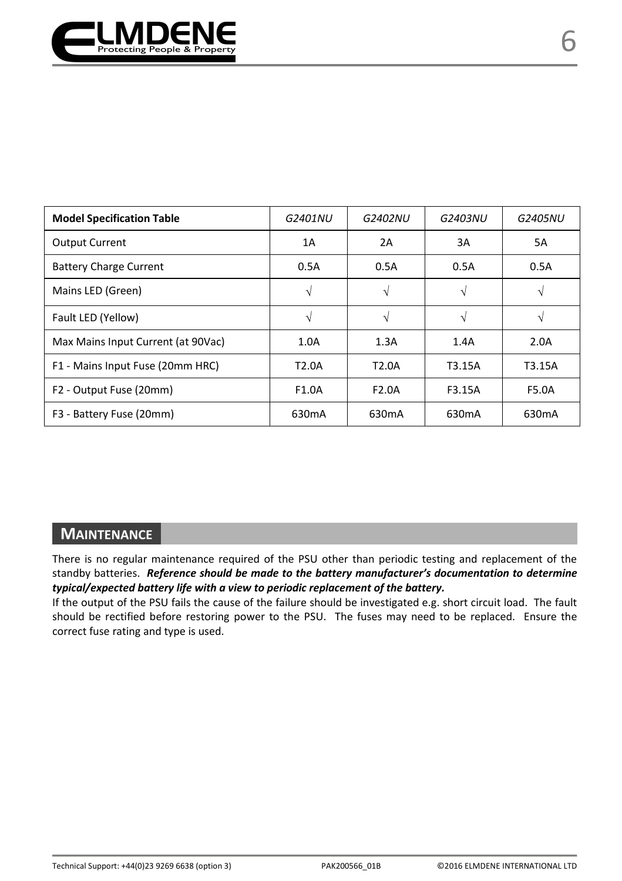| **Model Specification Table** | *G2401NU* | *G2402NU* | *G2403NU* | *G2405NU* |
|---|---|---|---|---|
| Output Current | 1A | 2A | 3A | 5A |
| Battery Charge Current | 0.5A | 0.5A | 0.5A | 0.5A |
| Mains LED (Green) | √ | √ | √ | √ |
| Fault LED (Yellow) | √ | √ | √ | √ |
| Max Mains Input Current (at 90Vac) | 1.0A | 1.3A | 1.4A | 2.0A |
| F1 - Mains Input Fuse (20mm HRC) | T2.0A | T2.0A | T3.15A | T3.15A |
| F2 - Output Fuse (20mm) | F1.0A | F2.0A | F3.15A | F5.0A |
| F3 - Battery Fuse (20mm) | 630mA | 630mA | 630mA | 630mA |

## MAINTENANCE

There is no regular maintenance required of the PSU other than periodic testing and replacement of the standby batteries. ***Reference should be made to the battery manufacturer's documentation to determine typical/expected battery life with a view to periodic replacement of the battery.***

If the output of the PSU fails the cause of the failure should be investigated e.g. short circuit load. The fault should be rectified before restoring power to the PSU. The fuses may need to be replaced. Ensure the correct fuse rating and type is used.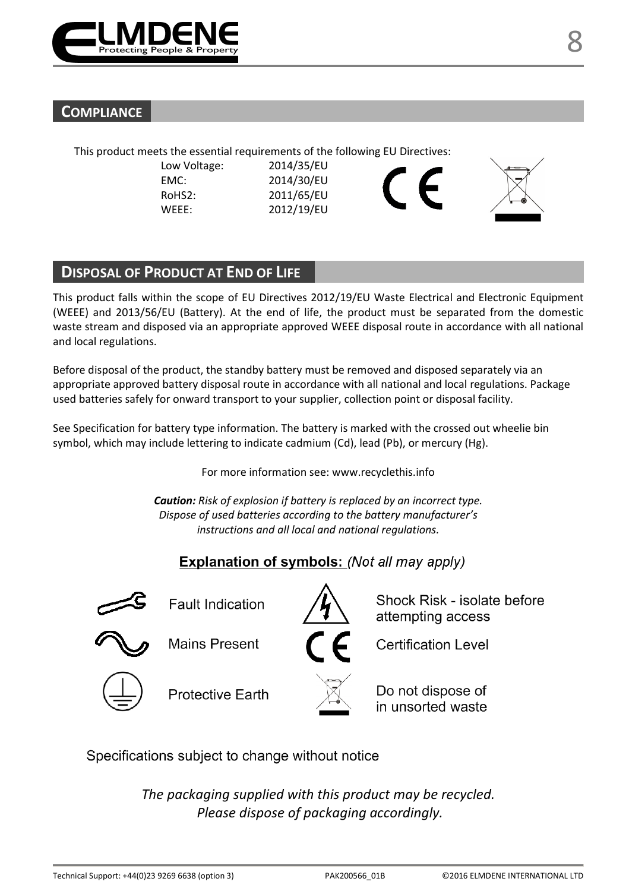## COMPLIANCE

This product meets the essential requirements of the following EU Directives:

| | |
|---|---|
| Low Voltage: | 2014/35/EU |
| EMC: | 2014/30/EU |
| RoHS2: | 2011/65/EU |
| WEEE: | 2012/19/EU |

## DISPOSAL OF PRODUCT AT END OF LIFE

This product falls within the scope of EU Directives 2012/19/EU Waste Electrical and Electronic Equipment (WEEE) and 2013/56/EU (Battery). At the end of life, the product must be separated from the domestic waste stream and disposed via an appropriate approved WEEE disposal route in accordance with all national and local regulations.

Before disposal of the product, the standby battery must be removed and disposed separately via an appropriate approved battery disposal route in accordance with all national and local regulations. Package used batteries safely for onward transport to your supplier, collection point or disposal facility.

See Specification for battery type information. The battery is marked with the crossed out wheelie bin symbol, which may include lettering to indicate cadmium (Cd), lead (Pb), or mercury (Hg).

For more information see: www.recyclethis.info

***Caution:*** *Risk of explosion if battery is replaced by an incorrect type. Dispose of used batteries according to the battery manufacturer's instructions and all local and national regulations.*

**Explanation of symbols:** *(Not all may apply)*

| | |
|---|---|
| Fault Indication | Shock Risk - isolate before attempting access |
| Mains Present | Certification Level |
| Protective Earth | Do not dispose of in unsorted waste |

Specifications subject to change without notice

*The packaging supplied with this product may be recycled. Please dispose of packaging accordingly.*

Technical Support: +44(0)23 9269 6638 (option 3) PAK200566_01B ©2016 ELMDENE INTERNATIONAL LTD